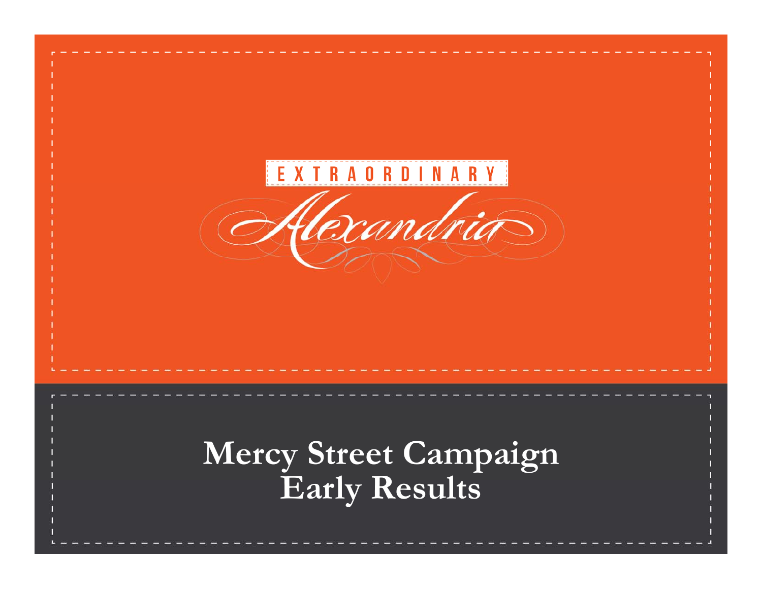EXTRAORDINARY

Alexandria

# Mercy Street Campaign Early Results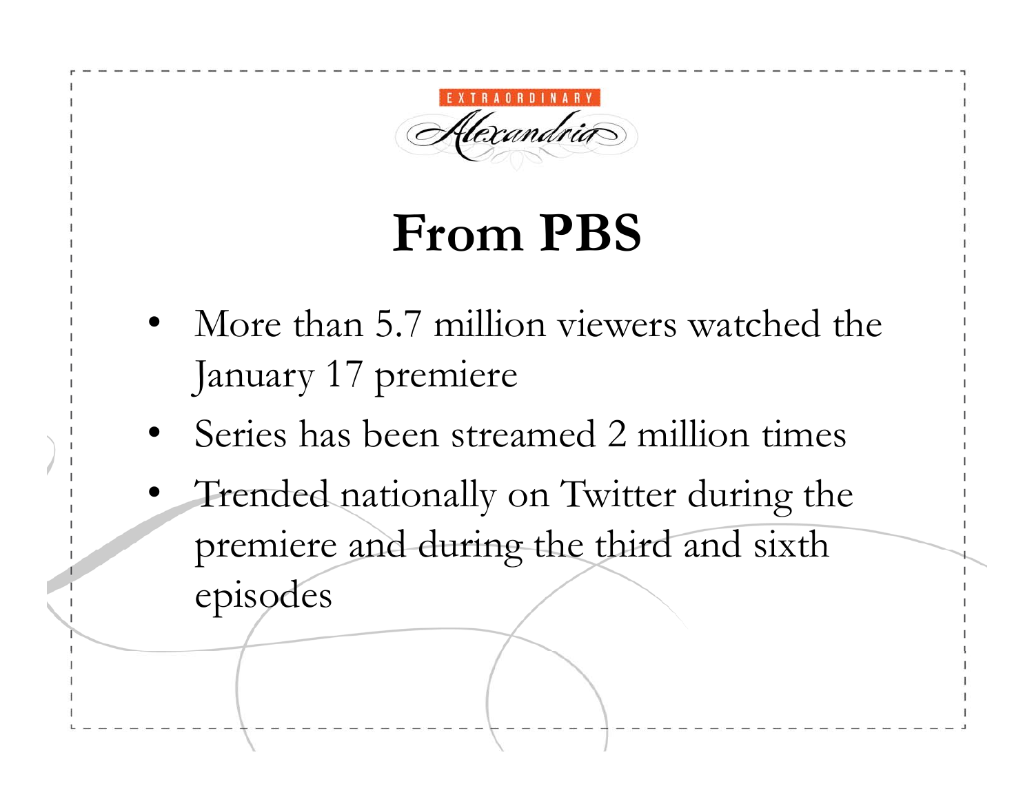EXTRAORDINARY Alexandria

# From PBS

- More than 5.7 million viewers watched the January 17 premiere
- Series has been streamed 2 million times
- Trended nationally on Twitter during the premiere and during the third and sixth episodes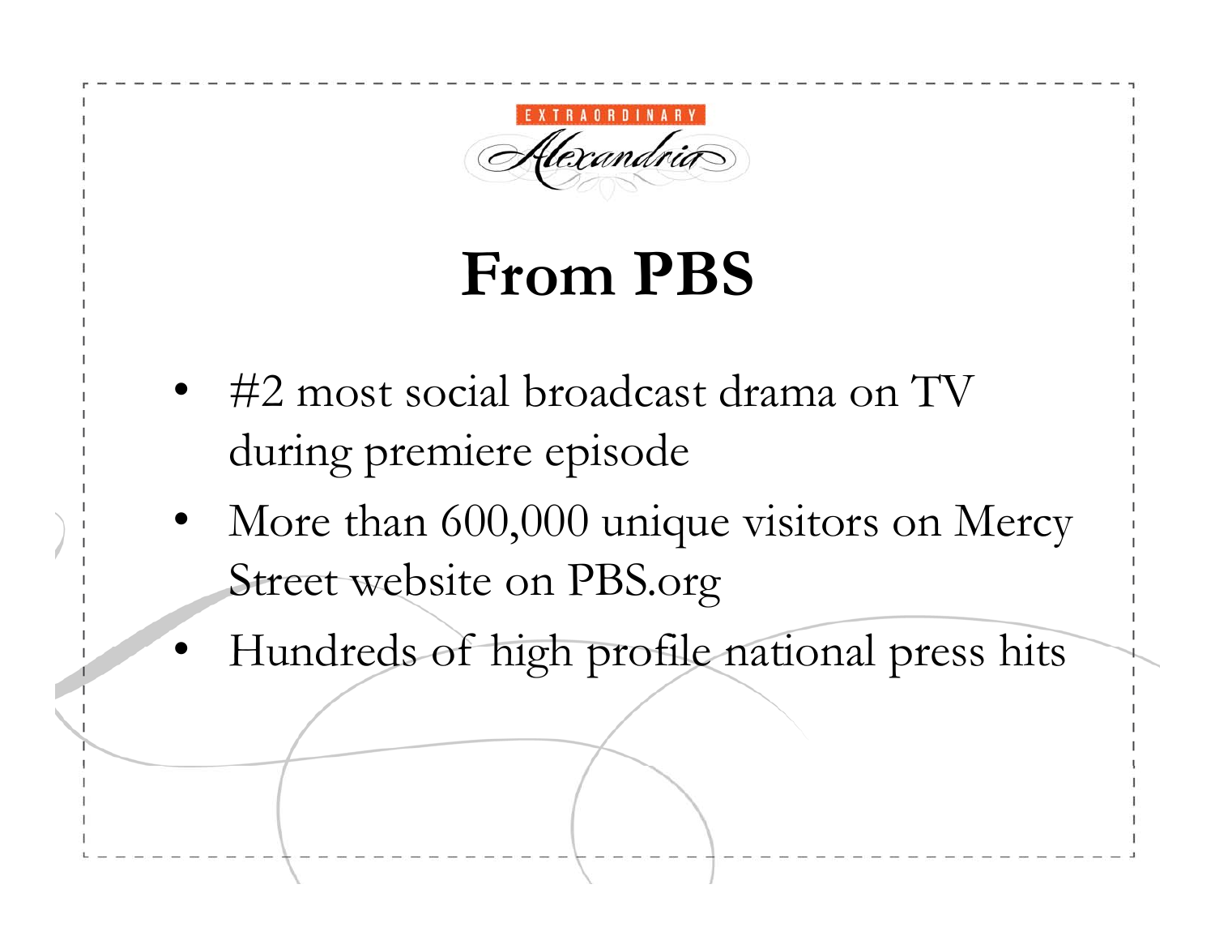EXTRAORDINARY

Alexandria

# From PBS

- #2 most social broadcast drama on TV during premiere episode
- More than 600,000 unique visitors on Mercy Street website on PBS.org
- Hundreds of high profile national press hits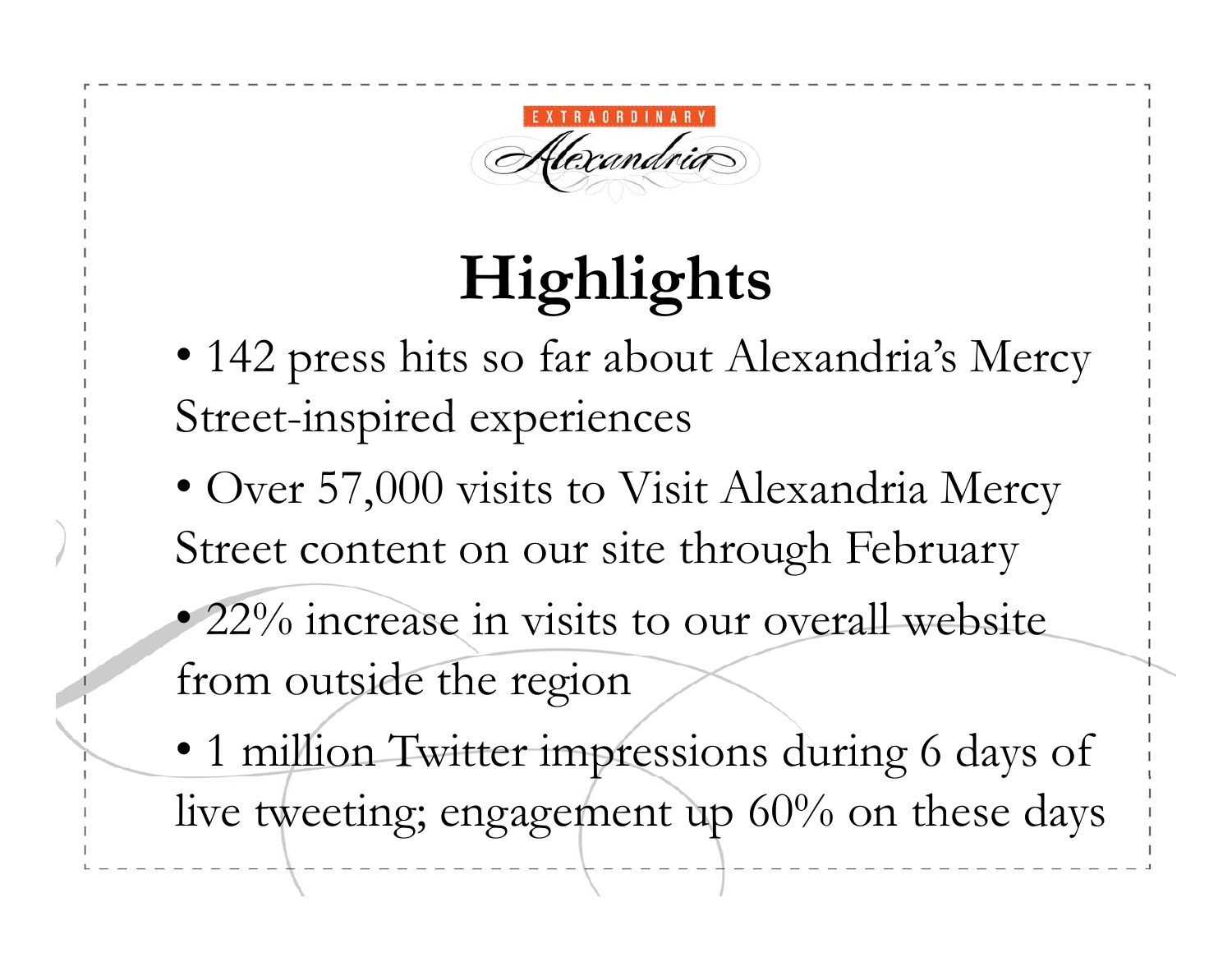EXTRAORDINARY

Alexandria

# Highlights

- 142 press hits so far about Alexandria's Mercy Street-inspired experiences
- Over 57,000 visits to Visit Alexandria Mercy Street content on our site through February
- 22% increase in visits to our overall website from outside the region
- 1 million Twitter impressions during 6 days of live tweeting; engagement up 60% on these days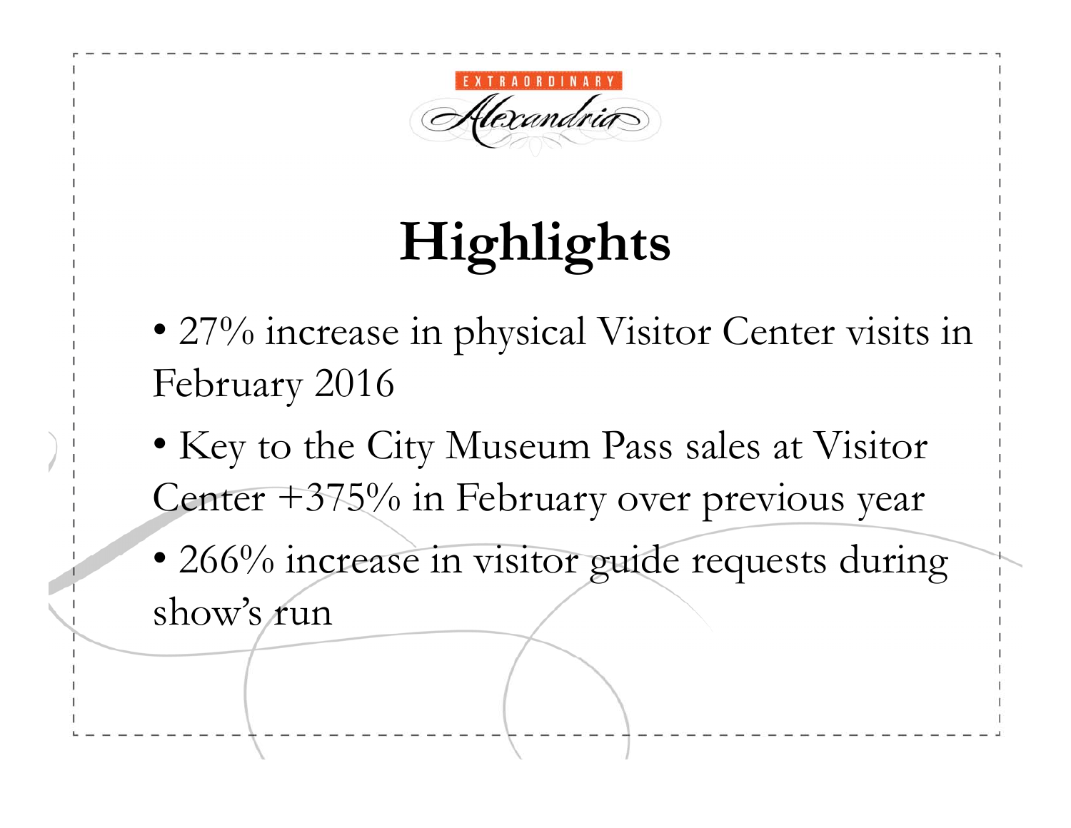EXTRAORDINARY Alexandria

# Highlights

- 27% increase in physical Visitor Center visits in February 2016
- Key to the City Museum Pass sales at Visitor Center +375% in February over previous year
- 266% increase in visitor guide requests during show's run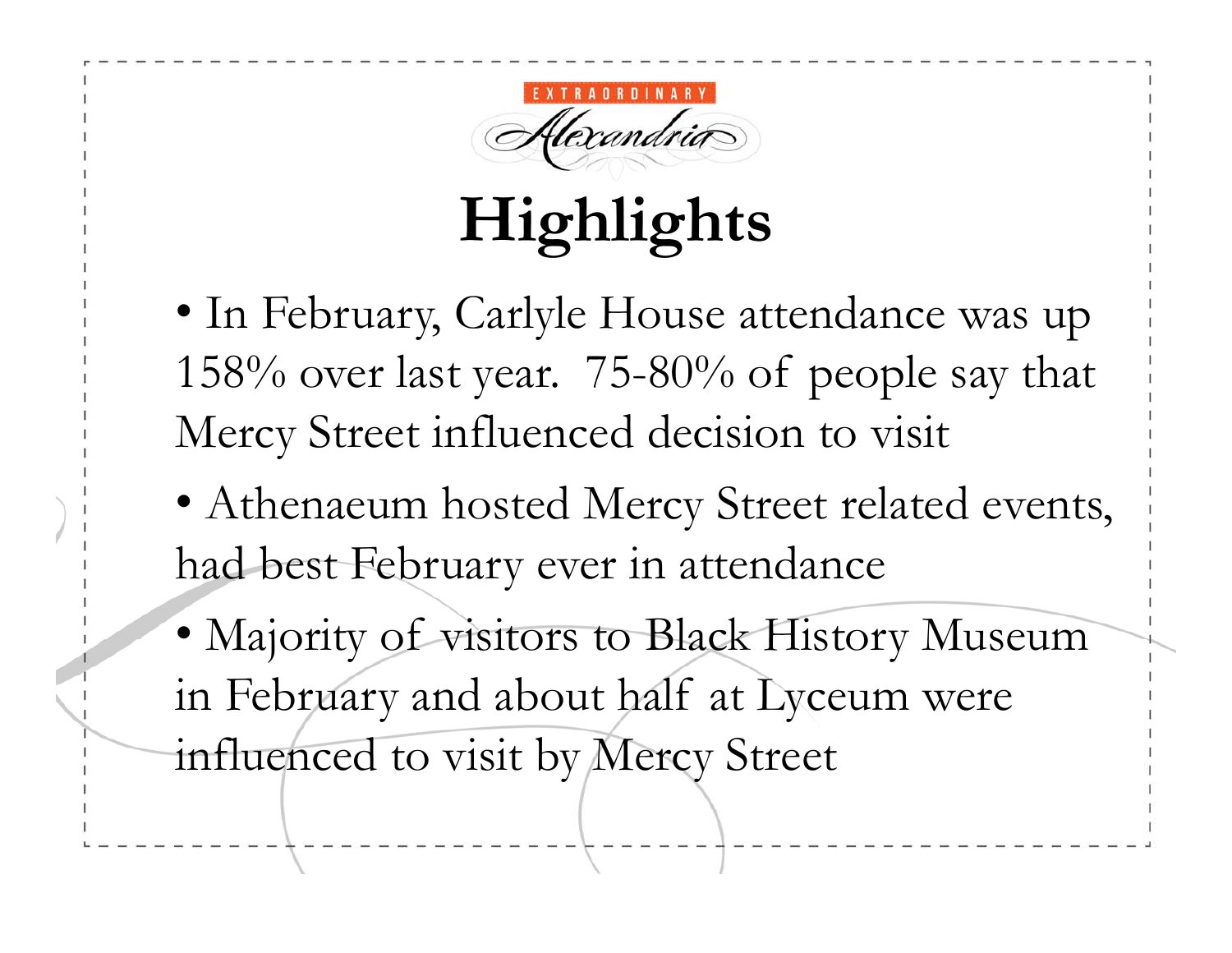EXTRAORDINARY

Alexandria

# Highlights

- In February, Carlyle House attendance was up 158% over last year.  75-80% of people say that Mercy Street influenced decision to visit
- Athenaeum hosted Mercy Street related events, had best February ever in attendance
- Majority of visitors to Black History Museum in February and about half at Lyceum were influenced to visit by Mercy Street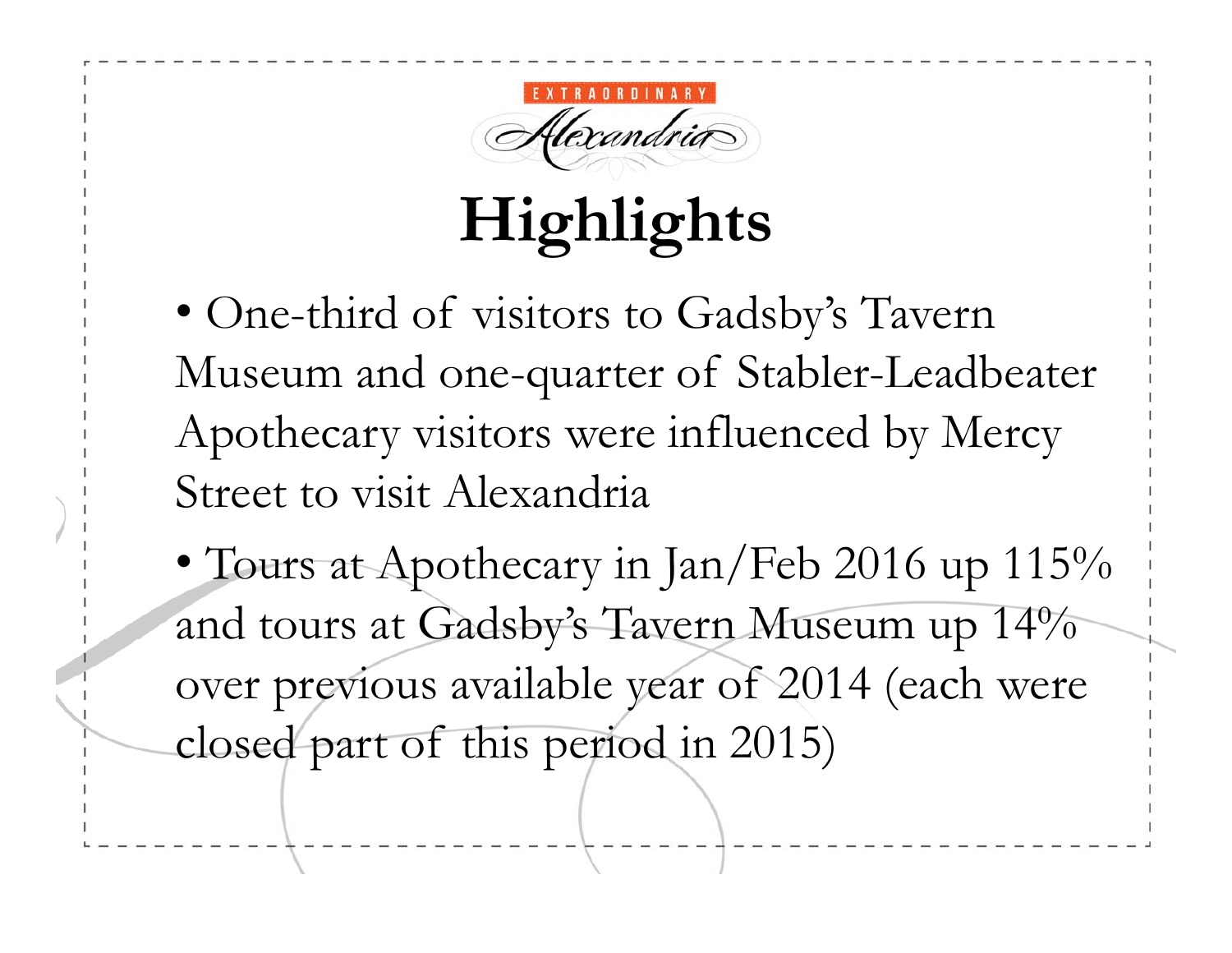# Highlights

- One-third of visitors to Gadsby's Tavern Museum and one-quarter of Stabler-Leadbeater Apothecary visitors were influenced by Mercy Street to visit Alexandria
- Tours at Apothecary in Jan/Feb 2016 up 115% and tours at Gadsby's Tavern Museum up 14% over previous available year of 2014 (each were closed part of this period in 2015)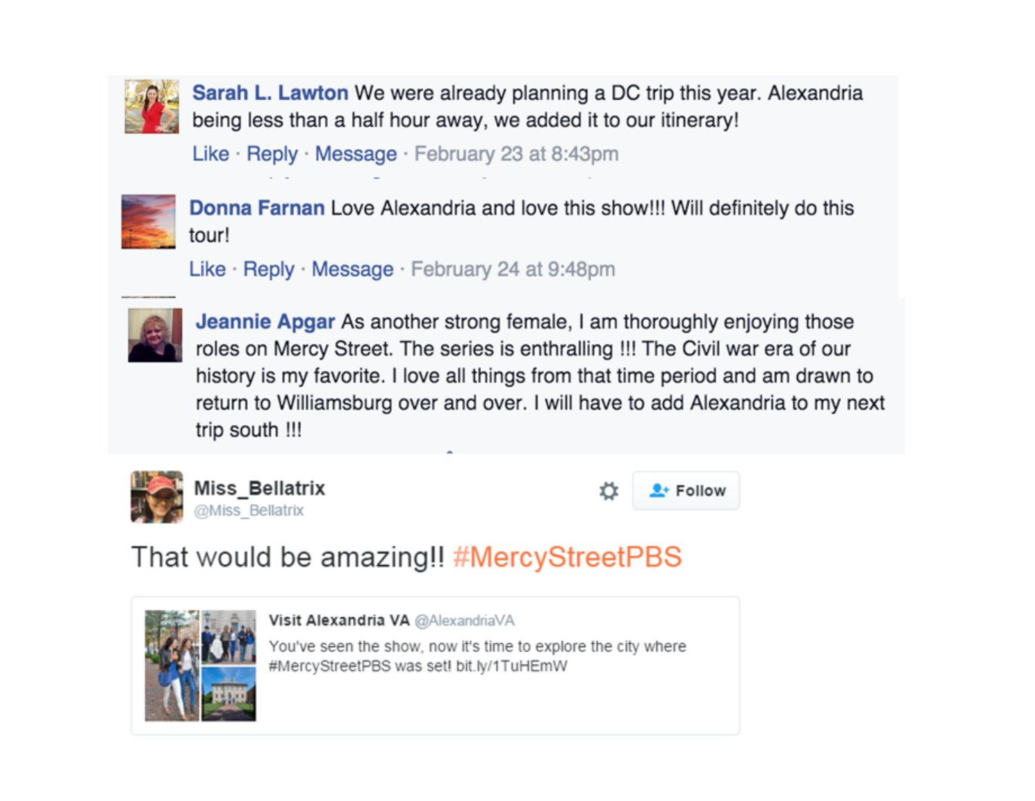**Sarah L. Lawton** We were already planning a DC trip this year. Alexandria being less than a half hour away, we added it to our itinerary!

Like · Reply · Message · February 23 at 8:43pm

**Donna Farnan** Love Alexandria and love this show!!! Will definitely do this tour!

Like · Reply · Message · February 24 at 9:48pm

**Jeannie Apgar** As another strong female, I am thoroughly enjoying those roles on Mercy Street. The series is enthralling !!! The Civil war era of our history is my favorite. I love all things from that time period and am drawn to return to Williamsburg over and over. I will have to add Alexandria to my next trip south !!!

**Miss_Bellatrix**
@Miss_Bellatrix

Follow

That would be amazing!! #MercyStreetPBS

> **Visit Alexandria VA** @AlexandriaVA
>
> You've seen the show, now it's time to explore the city where #MercyStreetPBS was set! bit.ly/1TuHEmW